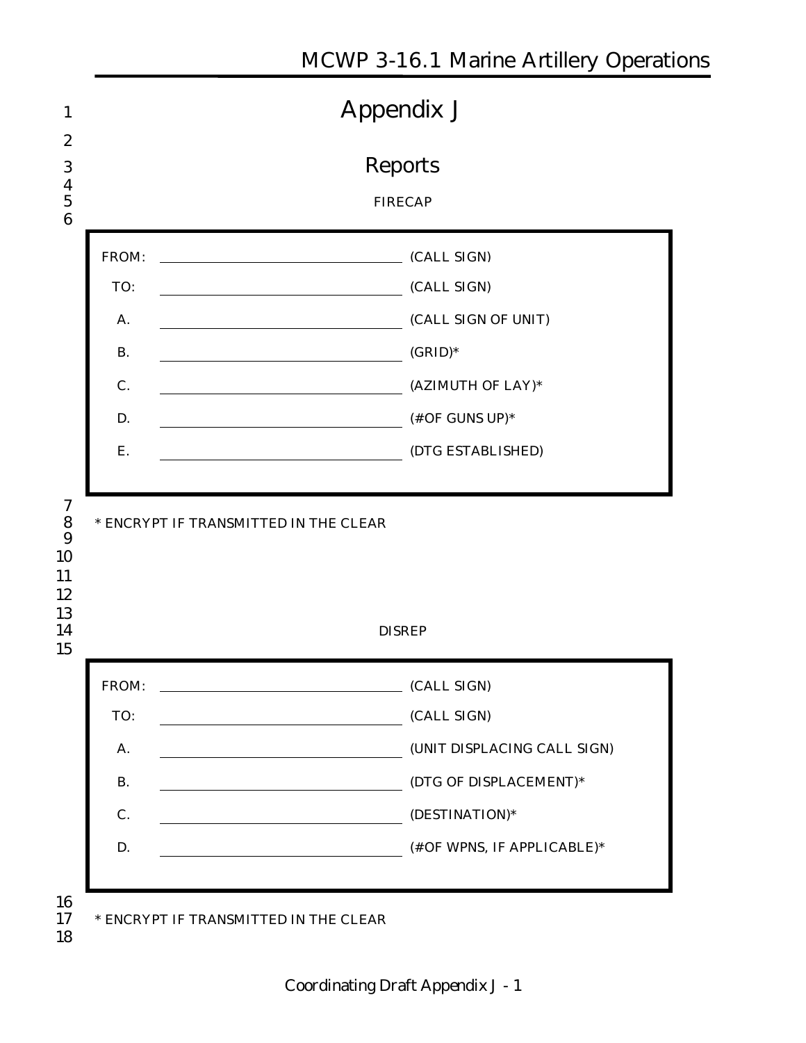# Appendix J

## Reports

### FIRECAP

| | | |
|---|---|---|
| FROM: | ______________________ | (CALL SIGN) |
| TO: | ______________________ | (CALL SIGN) |
| A. | ______________________ | (CALL SIGN OF UNIT) |
| B. | ______________________ | (GRID)* |
| C. | ______________________ | (AZIMUTH OF LAY)* |
| D. | ______________________ | (#OF GUNS UP)* |
| E. | ______________________ | (DTG ESTABLISHED) |

* ENCRYPT IF TRANSMITTED IN THE CLEAR

### DISREP

| | | |
|---|---|---|
| FROM: | ______________________ | (CALL SIGN) |
| TO: | ______________________ | (CALL SIGN) |
| A. | ______________________ | (UNIT DISPLACING CALL SIGN) |
| B. | ______________________ | (DTG OF DISPLACEMENT)* |
| C. | ______________________ | (DESTINATION)* |
| D. | ______________________ | (#OF WPNS, IF APPLICABLE)* |

* ENCRYPT IF TRANSMITTED IN THE CLEAR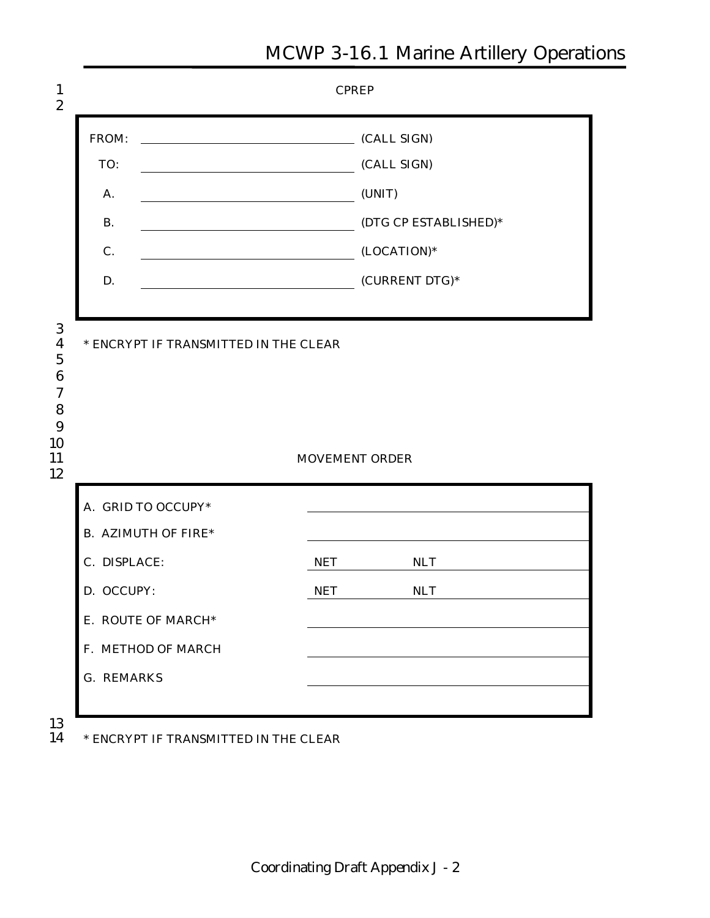## CPREP

| | | |
|---|---|---|
| FROM: | ____________________ | (CALL SIGN) |
| TO: | ____________________ | (CALL SIGN) |
| A. | ____________________ | (UNIT) |
| B. | ____________________ | (DTG CP ESTABLISHED)* |
| C. | ____________________ | (LOCATION)* |
| D. | ____________________ | (CURRENT DTG)* |

* ENCRYPT IF TRANSMITTED IN THE CLEAR

## MOVEMENT ORDER

| | | |
|---|---|---|
| A. GRID TO OCCUPY* | | |
| B. AZIMUTH OF FIRE* | | |
| C. DISPLACE: | NET | NLT |
| D. OCCUPY: | NET | NLT |
| E. ROUTE OF MARCH* | | |
| F. METHOD OF MARCH | | |
| G. REMARKS | | |

* ENCRYPT IF TRANSMITTED IN THE CLEAR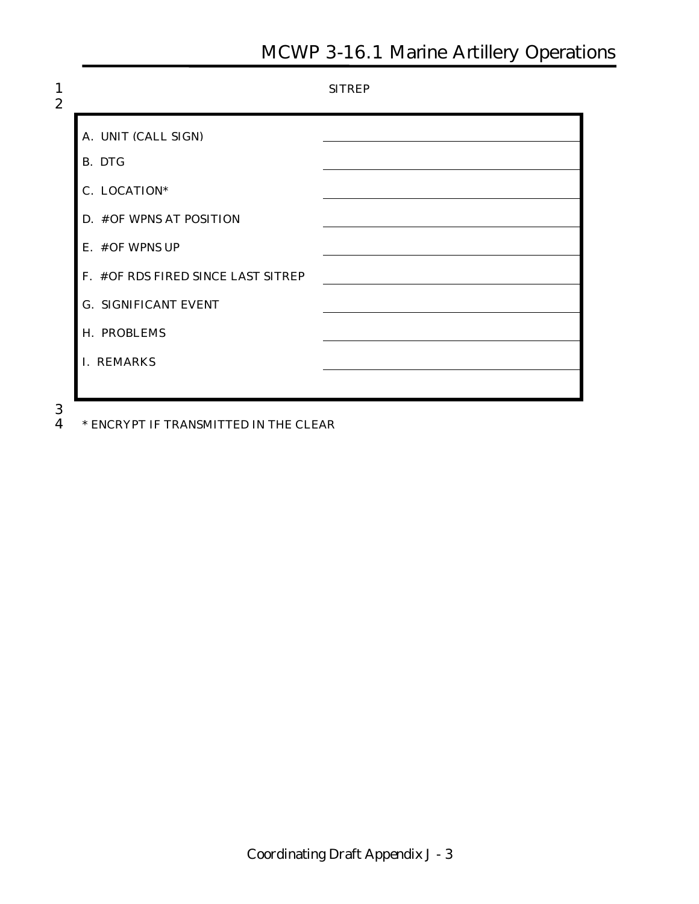SITREP

| | |
|---|---|
| A. UNIT (CALL SIGN) | |
| B. DTG | |
| C. LOCATION* | |
| D. #OF WPNS AT POSITION | |
| E. #OF WPNS UP | |
| F. #OF RDS FIRED SINCE LAST SITREP | |
| G. SIGNIFICANT EVENT | |
| H. PROBLEMS | |
| I. REMARKS | |

* ENCRYPT IF TRANSMITTED IN THE CLEAR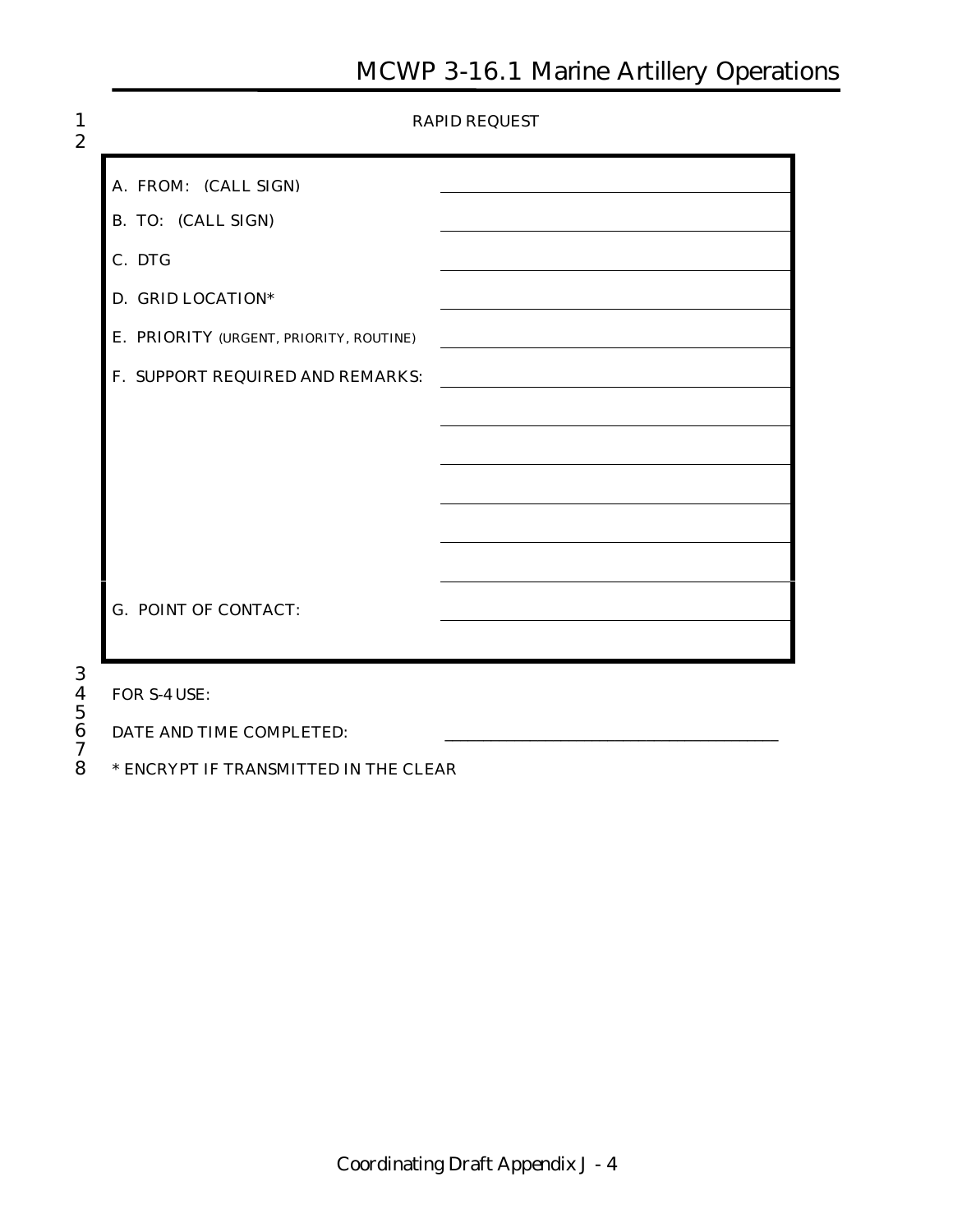RAPID REQUEST

| | |
|---|---|
| A. FROM: (CALL SIGN) | |
| B. TO: (CALL SIGN) | |
| C. DTG | |
| D. GRID LOCATION* | |
| E. PRIORITY (URGENT, PRIORITY, ROUTINE) | |
| F. SUPPORT REQUIRED AND REMARKS: | |
| | |
| | |
| | |
| | |
| | |
| G. POINT OF CONTACT: | |
| | |

FOR S-4 USE:

DATE AND TIME COMPLETED: ________________________________________

* ENCRYPT IF TRANSMITTED IN THE CLEAR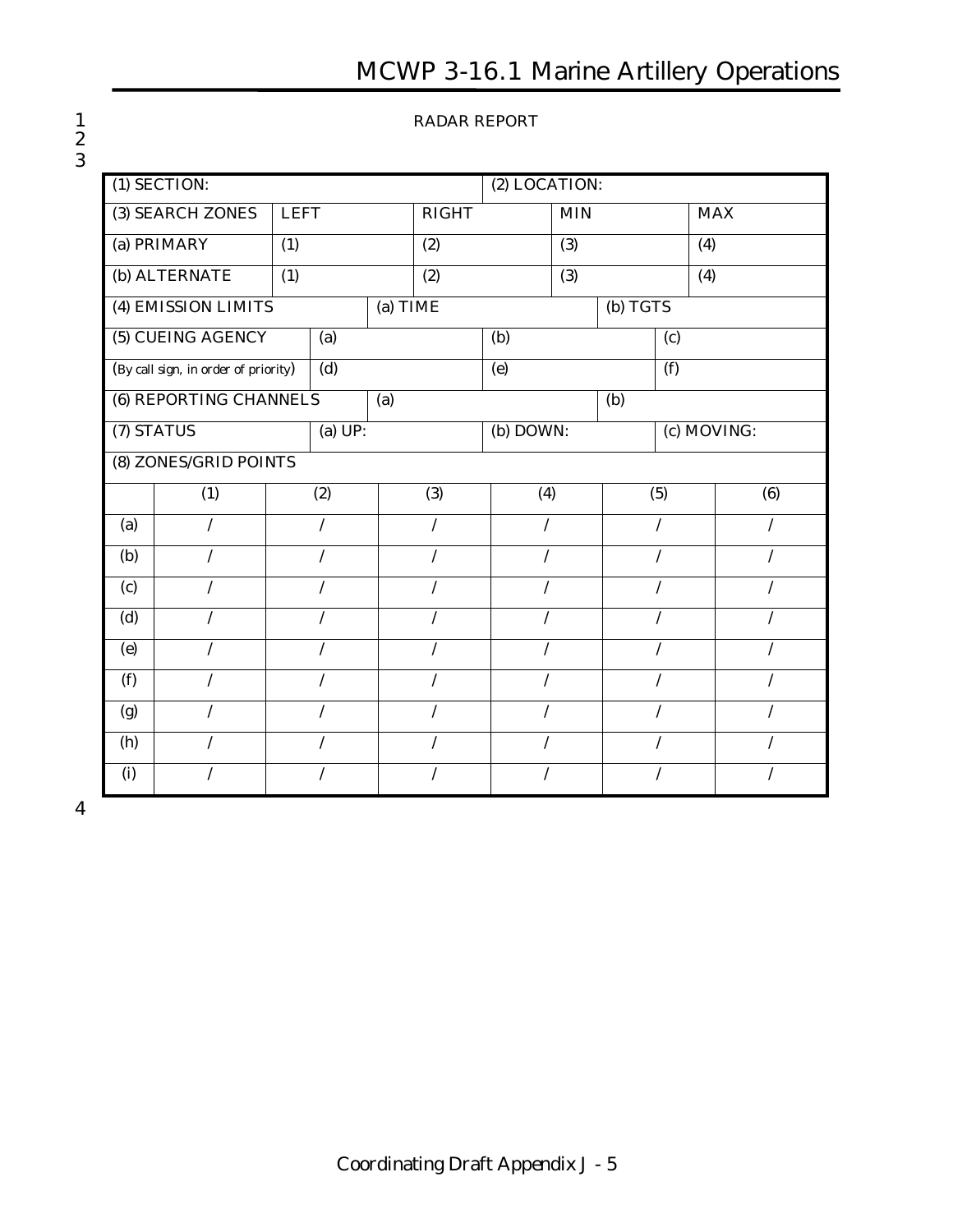RADAR REPORT

| (1) SECTION: | | | | (2) LOCATION: | | |
|---|---|---|---|---|---|---|
| (3) SEARCH ZONES | LEFT | | RIGHT | MIN | | MAX |
| (a) PRIMARY | (1) | | (2) | (3) | | (4) |
| (b) ALTERNATE | (1) | | (2) | (3) | | (4) |
| (4) EMISSION LIMITS | | (a) TIME | | | (b) TGTS | |
| (5) CUEING AGENCY | (a) | | | (b) | | (c) |
| (By call sign, in order of priority) | (d) | | | (e) | | (f) |
| (6) REPORTING CHANNELS | | (a) | | | (b) | |
| (7) STATUS | (a) UP: | | | (b) DOWN: | | (c) MOVING: |
| (8) ZONES/GRID POINTS | | | | | | |
| | (1) | (2) | (3) | (4) | (5) | (6) |
| (a) | / | / | / | / | / | / |
| (b) | / | / | / | / | / | / |
| (c) | / | / | / | / | / | / |
| (d) | / | / | / | / | / | / |
| (e) | / | / | / | / | / | / |
| (f) | / | / | / | / | / | / |
| (g) | / | / | / | / | / | / |
| (h) | / | / | / | / | / | / |
| (i) | / | / | / | / | / | / |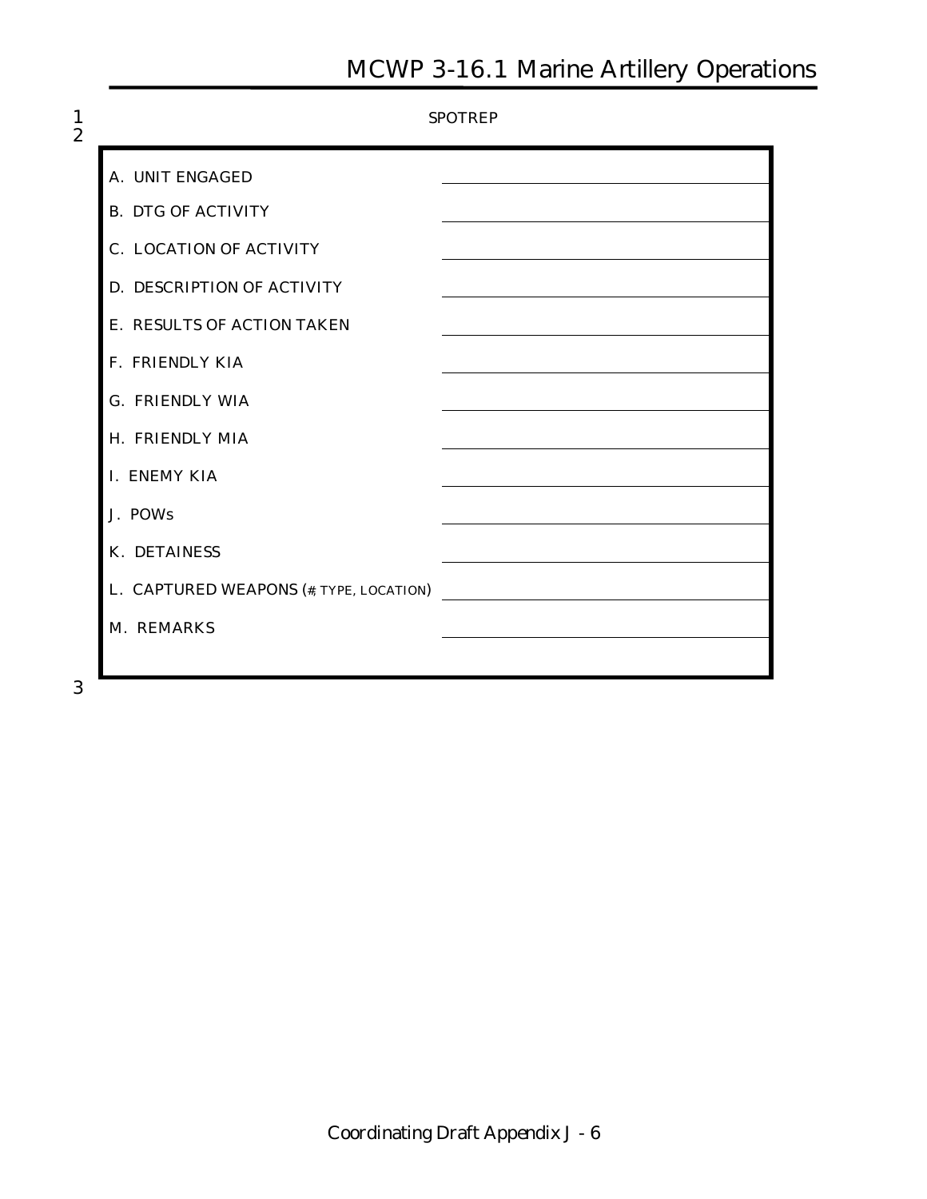SPOTREP

| | |
|---|---|
| A. UNIT ENGAGED | |
| B. DTG OF ACTIVITY | |
| C. LOCATION OF ACTIVITY | |
| D. DESCRIPTION OF ACTIVITY | |
| E. RESULTS OF ACTION TAKEN | |
| F. FRIENDLY KIA | |
| G. FRIENDLY WIA | |
| H. FRIENDLY MIA | |
| I. ENEMY KIA | |
| J. POWs | |
| K. DETAINESS | |
| L. CAPTURED WEAPONS (#, TYPE, LOCATION) | |
| M. REMARKS | |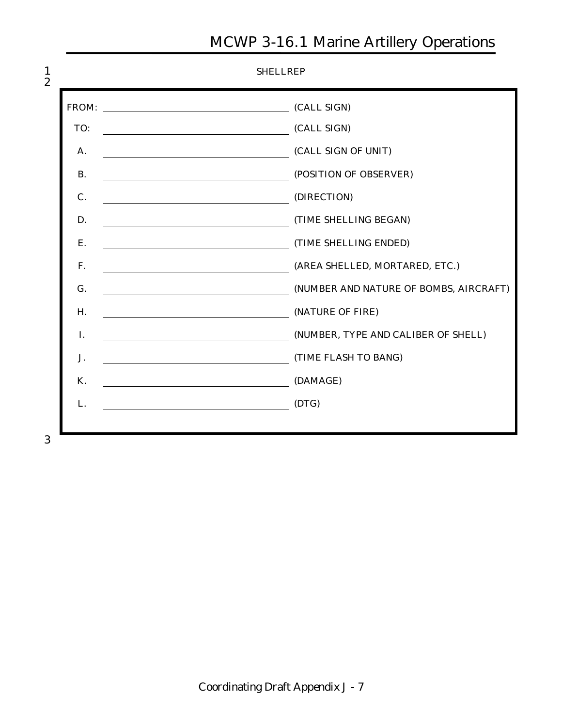SHELLREP

| | | |
|---|---|---|
| FROM: | ______________________ | (CALL SIGN) |
| TO: | ______________________ | (CALL SIGN) |
| A. | ______________________ | (CALL SIGN OF UNIT) |
| B. | ______________________ | (POSITION OF OBSERVER) |
| C. | ______________________ | (DIRECTION) |
| D. | ______________________ | (TIME SHELLING BEGAN) |
| E. | ______________________ | (TIME SHELLING ENDED) |
| F. | ______________________ | (AREA SHELLED, MORTARED, ETC.) |
| G. | ______________________ | (NUMBER AND NATURE OF BOMBS, AIRCRAFT) |
| H. | ______________________ | (NATURE OF FIRE) |
| I. | ______________________ | (NUMBER, TYPE AND CALIBER OF SHELL) |
| J. | ______________________ | (TIME FLASH TO BANG) |
| K. | ______________________ | (DAMAGE) |
| L. | ______________________ | (DTG) |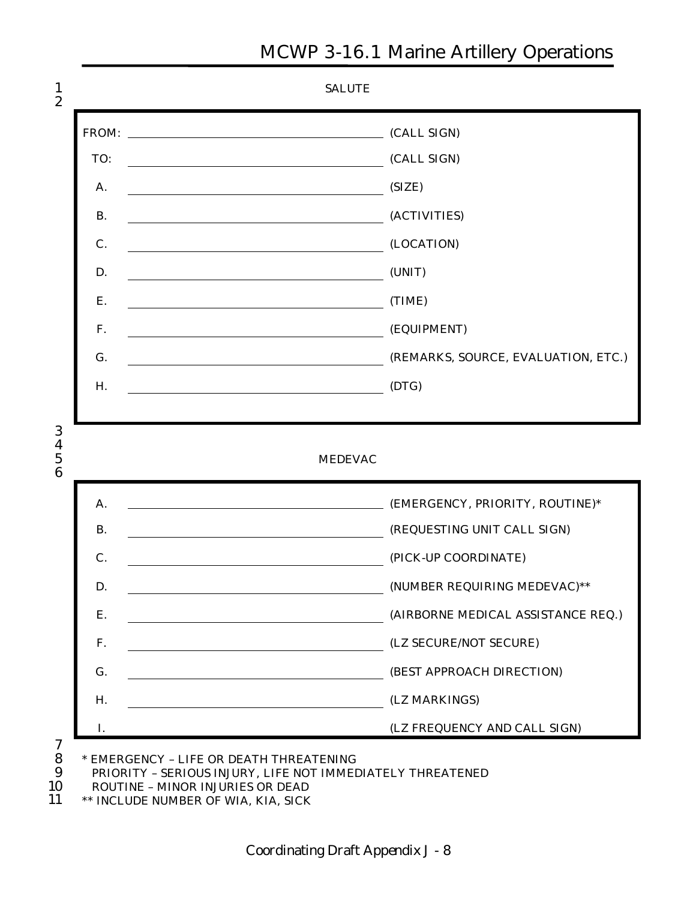SALUTE

| | | |
|---|---|---|
| FROM: | ______________________ | (CALL SIGN) |
| TO: | ______________________ | (CALL SIGN) |
| A. | ______________________ | (SIZE) |
| B. | ______________________ | (ACTIVITIES) |
| C. | ______________________ | (LOCATION) |
| D. | ______________________ | (UNIT) |
| E. | ______________________ | (TIME) |
| F. | ______________________ | (EQUIPMENT) |
| G. | ______________________ | (REMARKS, SOURCE, EVALUATION, ETC.) |
| H. | ______________________ | (DTG) |

MEDEVAC

| | | |
|---|---|---|
| A. | ______________________ | (EMERGENCY, PRIORITY, ROUTINE)* |
| B. | ______________________ | (REQUESTING UNIT CALL SIGN) |
| C. | ______________________ | (PICK-UP COORDINATE) |
| D. | ______________________ | (NUMBER REQUIRING MEDEVAC)** |
| E. | ______________________ | (AIRBORNE MEDICAL ASSISTANCE REQ.) |
| F. | ______________________ | (LZ SECURE/NOT SECURE) |
| G. | ______________________ | (BEST APPROACH DIRECTION) |
| H. | ______________________ | (LZ MARKINGS) |
| I. | | (LZ FREQUENCY AND CALL SIGN) |

* EMERGENCY – LIFE OR DEATH THREATENING
PRIORITY – SERIOUS INJURY, LIFE NOT IMMEDIATELY THREATENED
ROUTINE – MINOR INJURIES OR DEAD
** INCLUDE NUMBER OF WIA, KIA, SICK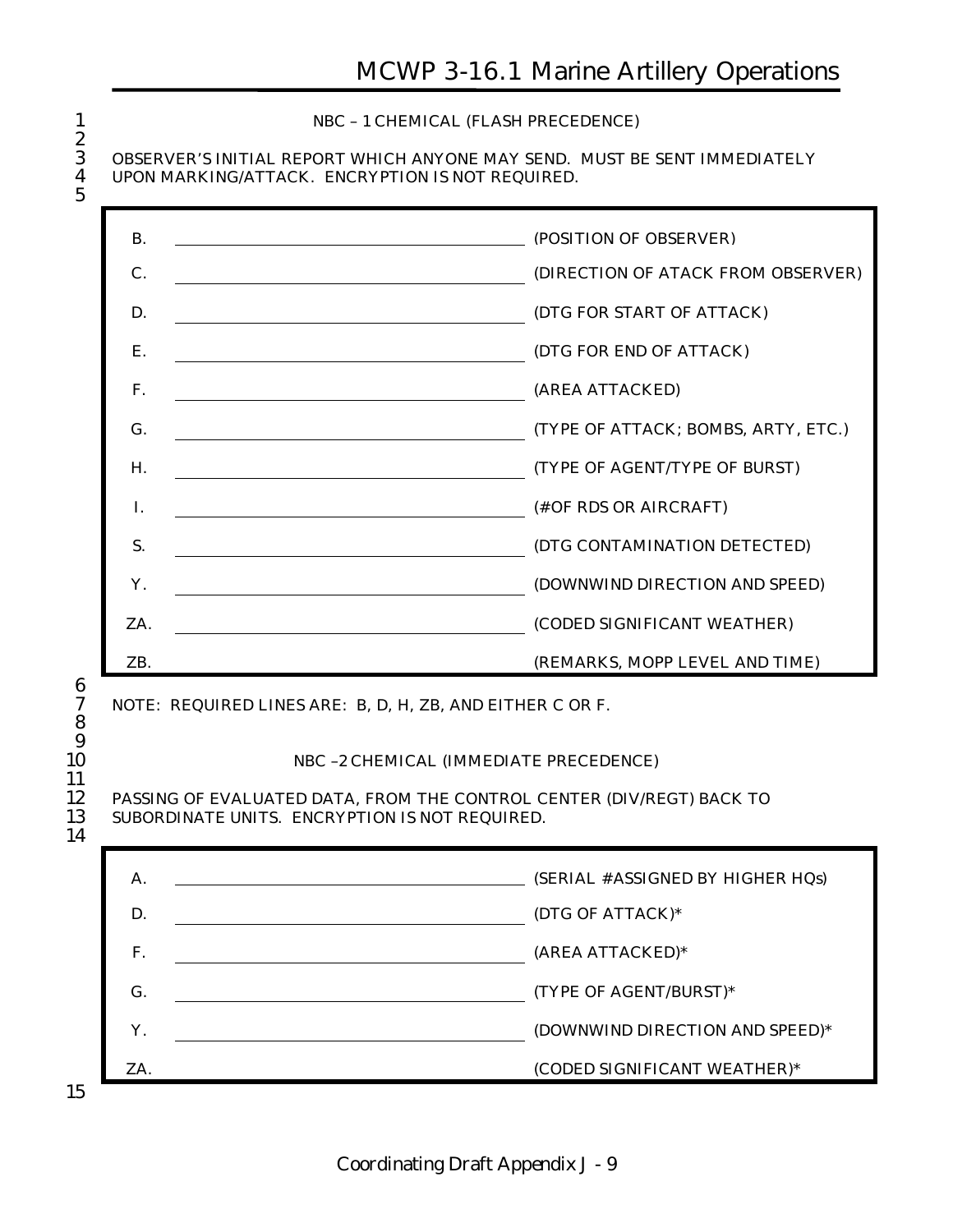NBC – 1 CHEMICAL (FLASH PRECEDENCE)

OBSERVER'S INITIAL REPORT WHICH ANYONE MAY SEND. MUST BE SENT IMMEDIATELY UPON MARKING/ATTACK. ENCRYPTION IS NOT REQUIRED.

| | | |
|---|---|---|
| B. | ______________________ | (POSITION OF OBSERVER) |
| C. | ______________________ | (DIRECTION OF ATACK FROM OBSERVER) |
| D. | ______________________ | (DTG FOR START OF ATTACK) |
| E. | ______________________ | (DTG FOR END OF ATTACK) |
| F. | ______________________ | (AREA ATTACKED) |
| G. | ______________________ | (TYPE OF ATTACK; BOMBS, ARTY, ETC.) |
| H. | ______________________ | (TYPE OF AGENT/TYPE OF BURST) |
| I. | ______________________ | (#OF RDS OR AIRCRAFT) |
| S. | ______________________ | (DTG CONTAMINATION DETECTED) |
| Y. | ______________________ | (DOWNWIND DIRECTION AND SPEED) |
| ZA. | ______________________ | (CODED SIGNIFICANT WEATHER) |
| ZB. | | (REMARKS, MOPP LEVEL AND TIME) |

NOTE: REQUIRED LINES ARE: B, D, H, ZB, AND EITHER C OR F.

NBC –2 CHEMICAL (IMMEDIATE PRECEDENCE)

PASSING OF EVALUATED DATA, FROM THE CONTROL CENTER (DIV/REGT) BACK TO SUBORDINATE UNITS. ENCRYPTION IS NOT REQUIRED.

| | | |
|---|---|---|
| A. | ______________________ | (SERIAL #ASSIGNED BY HIGHER HQs) |
| D. | ______________________ | (DTG OF ATTACK)* |
| F. | ______________________ | (AREA ATTACKED)* |
| G. | ______________________ | (TYPE OF AGENT/BURST)* |
| Y. | ______________________ | (DOWNWIND DIRECTION AND SPEED)* |
| ZA. | | (CODED SIGNIFICANT WEATHER)* |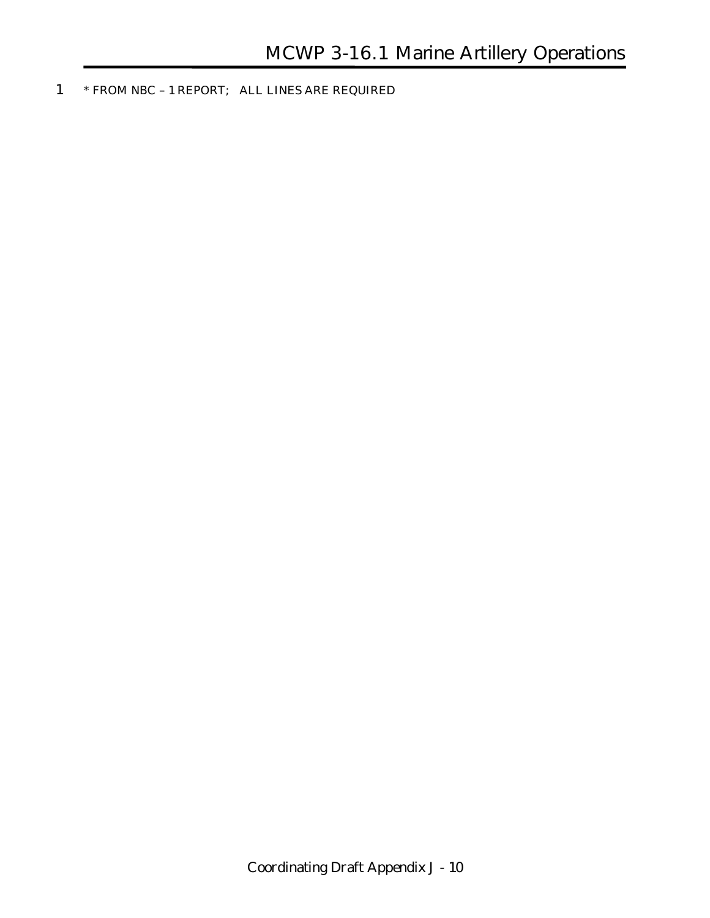* FROM NBC – 1 REPORT;   ALL LINES ARE REQUIRED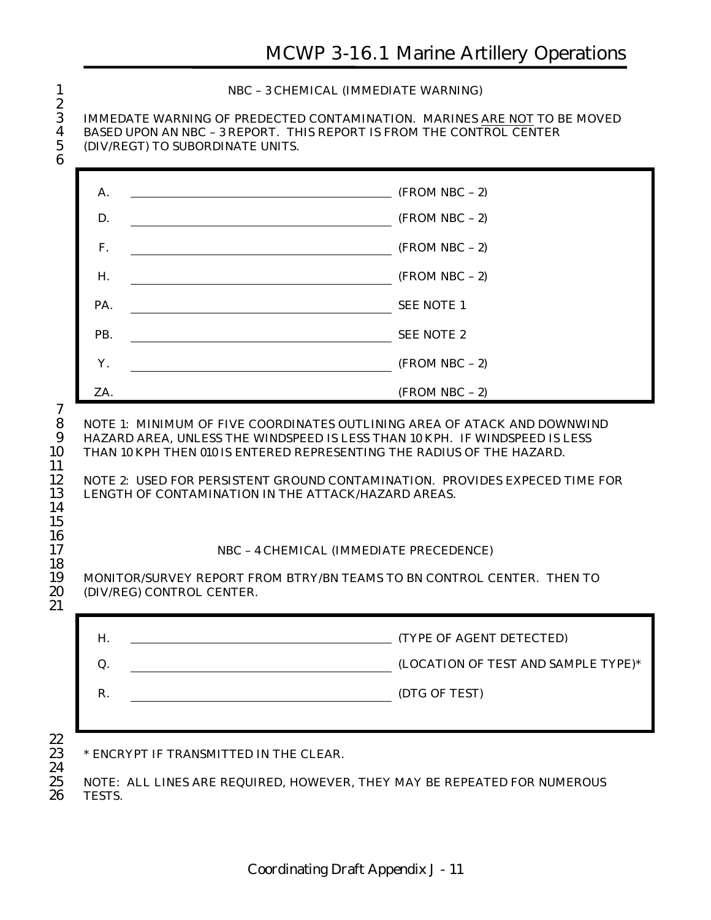NBC – 3 CHEMICAL (IMMEDIATE WARNING)

IMMEDATE WARNING OF PREDECTED CONTAMINATION. MARINES ARE NOT TO BE MOVED BASED UPON AN NBC – 3 REPORT. THIS REPORT IS FROM THE CONTROL CENTER (DIV/REGT) TO SUBORDINATE UNITS.

| | | |
|---|---|---|
| A. | ______________________________ | (FROM NBC – 2) |
| D. | ______________________________ | (FROM NBC – 2) |
| F. | ______________________________ | (FROM NBC – 2) |
| H. | ______________________________ | (FROM NBC – 2) |
| PA. | ______________________________ | SEE NOTE 1 |
| PB. | ______________________________ | SEE NOTE 2 |
| Y. | ______________________________ | (FROM NBC – 2) |
| ZA. | | (FROM NBC – 2) |

NOTE 1: MINIMUM OF FIVE COORDINATES OUTLINING AREA OF ATACK AND DOWNWIND HAZARD AREA, UNLESS THE WINDSPEED IS LESS THAN 10 KPH. IF WINDSPEED IS LESS THAN 10 KPH THEN 010 IS ENTERED REPRESENTING THE RADIUS OF THE HAZARD.

NOTE 2: USED FOR PERSISTENT GROUND CONTAMINATION. PROVIDES EXPECED TIME FOR LENGTH OF CONTAMINATION IN THE ATTACK/HAZARD AREAS.

NBC – 4 CHEMICAL (IMMEDIATE PRECEDENCE)

MONITOR/SURVEY REPORT FROM BTRY/BN TEAMS TO BN CONTROL CENTER. THEN TO (DIV/REG) CONTROL CENTER.

| | | |
|---|---|---|
| H. | ______________________________ | (TYPE OF AGENT DETECTED) |
| Q. | ______________________________ | (LOCATION OF TEST AND SAMPLE TYPE)* |
| R. | ______________________________ | (DTG OF TEST) |

* ENCRYPT IF TRANSMITTED IN THE CLEAR.

NOTE: ALL LINES ARE REQUIRED, HOWEVER, THEY MAY BE REPEATED FOR NUMEROUS TESTS.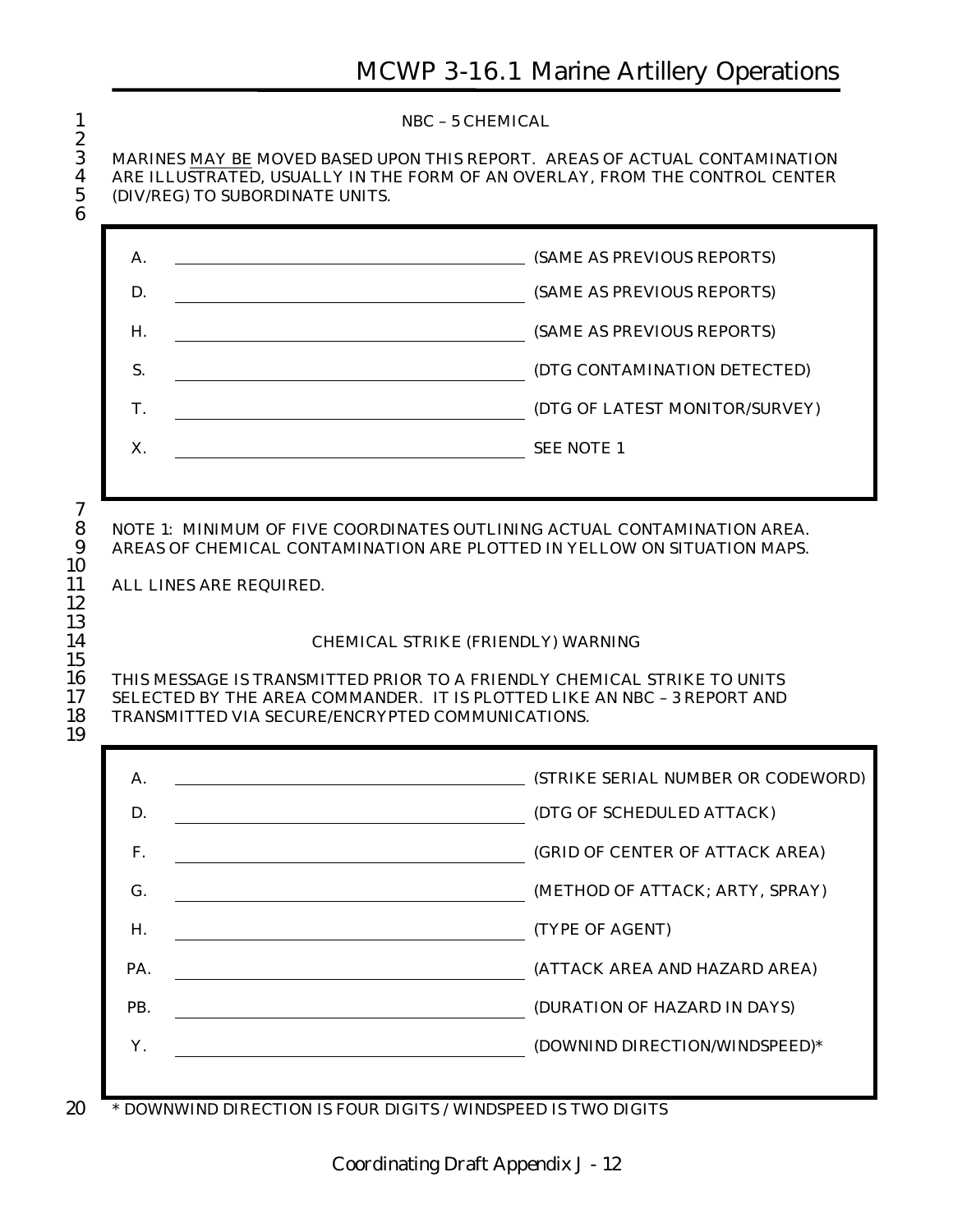## NBC – 5 CHEMICAL

MARINES <u>MAY BE</u> MOVED BASED UPON THIS REPORT. AREAS OF ACTUAL CONTAMINATION ARE ILLUSTRATED, USUALLY IN THE FORM OF AN OVERLAY, FROM THE CONTROL CENTER (DIV/REG) TO SUBORDINATE UNITS.

| | | |
|---|---|---|
| A. | ______________________ | (SAME AS PREVIOUS REPORTS) |
| D. | ______________________ | (SAME AS PREVIOUS REPORTS) |
| H. | ______________________ | (SAME AS PREVIOUS REPORTS) |
| S. | ______________________ | (DTG CONTAMINATION DETECTED) |
| T. | ______________________ | (DTG OF LATEST MONITOR/SURVEY) |
| X. | ______________________ | SEE NOTE 1 |

NOTE 1: MINIMUM OF FIVE COORDINATES OUTLINING ACTUAL CONTAMINATION AREA. AREAS OF CHEMICAL CONTAMINATION ARE PLOTTED IN YELLOW ON SITUATION MAPS.

ALL LINES ARE REQUIRED.

## CHEMICAL STRIKE (FRIENDLY) WARNING

THIS MESSAGE IS TRANSMITTED PRIOR TO A FRIENDLY CHEMICAL STRIKE TO UNITS SELECTED BY THE AREA COMMANDER. IT IS PLOTTED LIKE AN NBC – 3 REPORT AND TRANSMITTED VIA SECURE/ENCRYPTED COMMUNICATIONS.

| | | |
|---|---|---|
| A. | ______________________ | (STRIKE SERIAL NUMBER OR CODEWORD) |
| D. | ______________________ | (DTG OF SCHEDULED ATTACK) |
| F. | ______________________ | (GRID OF CENTER OF ATTACK AREA) |
| G. | ______________________ | (METHOD OF ATTACK; ARTY, SPRAY) |
| H. | ______________________ | (TYPE OF AGENT) |
| PA. | ______________________ | (ATTACK AREA AND HAZARD AREA) |
| PB. | ______________________ | (DURATION OF HAZARD IN DAYS) |
| Y. | ______________________ | (DOWNIND DIRECTION/WINDSPEED)* |

* DOWNWIND DIRECTION IS FOUR DIGITS / WINDSPEED IS TWO DIGITS